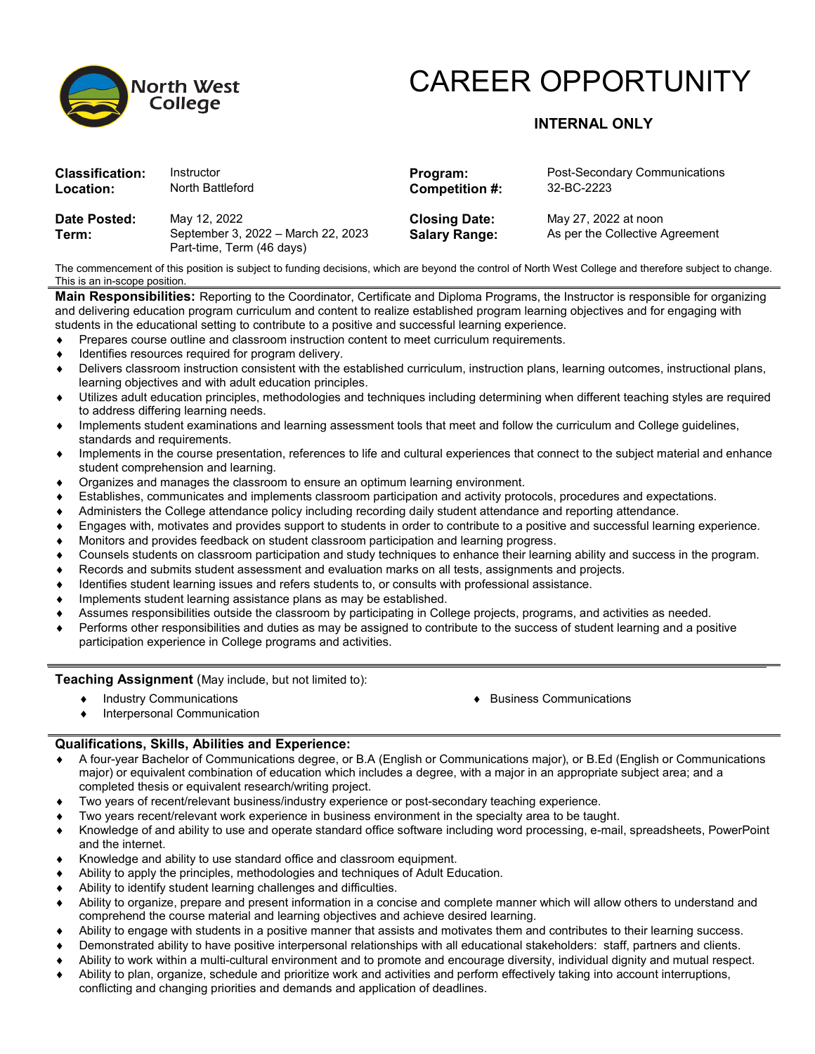North West College

# CAREER OPPORTUNITY

**INTERNAL ONLY**

| | | | |
|---|---|---|---|
| **Classification:** | Instructor | **Program:** | Post-Secondary Communications |
| **Location:** | North Battleford | **Competition #:** | 32-BC-2223 |
| **Date Posted:** | May 12, 2022 | **Closing Date:** | May 27, 2022 at noon |
| **Term:** | September 3, 2022 – March 22, 2023<br>Part-time, Term (46 days) | **Salary Range:** | As per the Collective Agreement |

The commencement of this position is subject to funding decisions, which are beyond the control of North West College and therefore subject to change. This is an in-scope position.

**Main Responsibilities:** Reporting to the Coordinator, Certificate and Diploma Programs, the Instructor is responsible for organizing and delivering education program curriculum and content to realize established program learning objectives and for engaging with students in the educational setting to contribute to a positive and successful learning experience.

- Prepares course outline and classroom instruction content to meet curriculum requirements.
- Identifies resources required for program delivery.
- Delivers classroom instruction consistent with the established curriculum, instruction plans, learning outcomes, instructional plans, learning objectives and with adult education principles.
- Utilizes adult education principles, methodologies and techniques including determining when different teaching styles are required to address differing learning needs.
- Implements student examinations and learning assessment tools that meet and follow the curriculum and College guidelines, standards and requirements.
- Implements in the course presentation, references to life and cultural experiences that connect to the subject material and enhance student comprehension and learning.
- Organizes and manages the classroom to ensure an optimum learning environment.
- Establishes, communicates and implements classroom participation and activity protocols, procedures and expectations.
- Administers the College attendance policy including recording daily student attendance and reporting attendance.
- Engages with, motivates and provides support to students in order to contribute to a positive and successful learning experience.
- Monitors and provides feedback on student classroom participation and learning progress.
- Counsels students on classroom participation and study techniques to enhance their learning ability and success in the program.
- Records and submits student assessment and evaluation marks on all tests, assignments and projects.
- Identifies student learning issues and refers students to, or consults with professional assistance.
- Implements student learning assistance plans as may be established.
- Assumes responsibilities outside the classroom by participating in College projects, programs, and activities as needed.
- Performs other responsibilities and duties as may be assigned to contribute to the success of student learning and a positive participation experience in College programs and activities.

**Teaching Assignment** (May include, but not limited to):

- Industry Communications
- Interpersonal Communication
- Business Communications

**Qualifications, Skills, Abilities and Experience:**

- A four-year Bachelor of Communications degree, or B.A (English or Communications major), or B.Ed (English or Communications major) or equivalent combination of education which includes a degree, with a major in an appropriate subject area; and a completed thesis or equivalent research/writing project.
- Two years of recent/relevant business/industry experience or post-secondary teaching experience.
- Two years recent/relevant work experience in business environment in the specialty area to be taught.
- Knowledge of and ability to use and operate standard office software including word processing, e-mail, spreadsheets, PowerPoint and the internet.
- Knowledge and ability to use standard office and classroom equipment.
- Ability to apply the principles, methodologies and techniques of Adult Education.
- Ability to identify student learning challenges and difficulties.
- Ability to organize, prepare and present information in a concise and complete manner which will allow others to understand and comprehend the course material and learning objectives and achieve desired learning.
- Ability to engage with students in a positive manner that assists and motivates them and contributes to their learning success.
- Demonstrated ability to have positive interpersonal relationships with all educational stakeholders: staff, partners and clients.
- Ability to work within a multi-cultural environment and to promote and encourage diversity, individual dignity and mutual respect.
- Ability to plan, organize, schedule and prioritize work and activities and perform effectively taking into account interruptions, conflicting and changing priorities and demands and application of deadlines.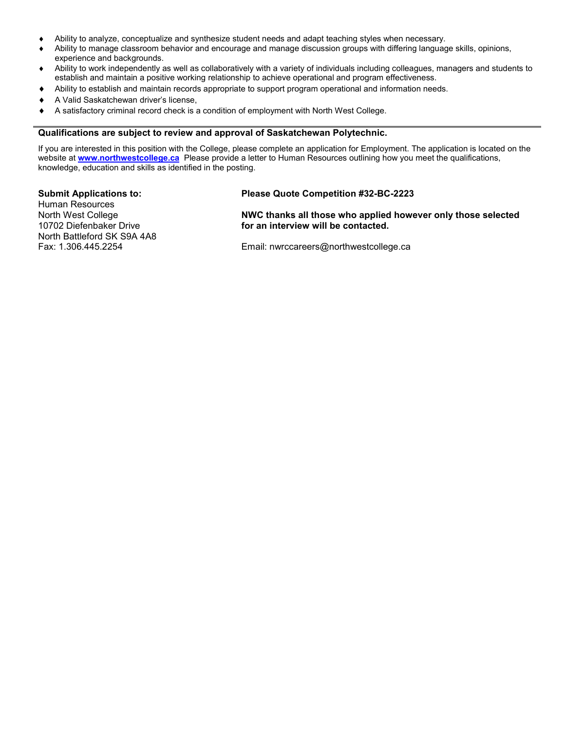- Ability to analyze, conceptualize and synthesize student needs and adapt teaching styles when necessary.
- Ability to manage classroom behavior and encourage and manage discussion groups with differing language skills, opinions, experience and backgrounds.
- Ability to work independently as well as collaboratively with a variety of individuals including colleagues, managers and students to establish and maintain a positive working relationship to achieve operational and program effectiveness.
- Ability to establish and maintain records appropriate to support program operational and information needs.
- A Valid Saskatchewan driver's license,
- A satisfactory criminal record check is a condition of employment with North West College.

**Qualifications are subject to review and approval of Saskatchewan Polytechnic.**

If you are interested in this position with the College, please complete an application for Employment. The application is located on the website at **www.northwestcollege.ca** Please provide a letter to Human Resources outlining how you meet the qualifications, knowledge, education and skills as identified in the posting.

**Submit Applications to:**
Human Resources
North West College
10702 Diefenbaker Drive
North Battleford SK S9A 4A8
Fax: 1.306.445.2254

**Please Quote Competition #32-BC-2223**

**NWC thanks all those who applied however only those selected for an interview will be contacted.**

Email: nwrccareers@northwestcollege.ca